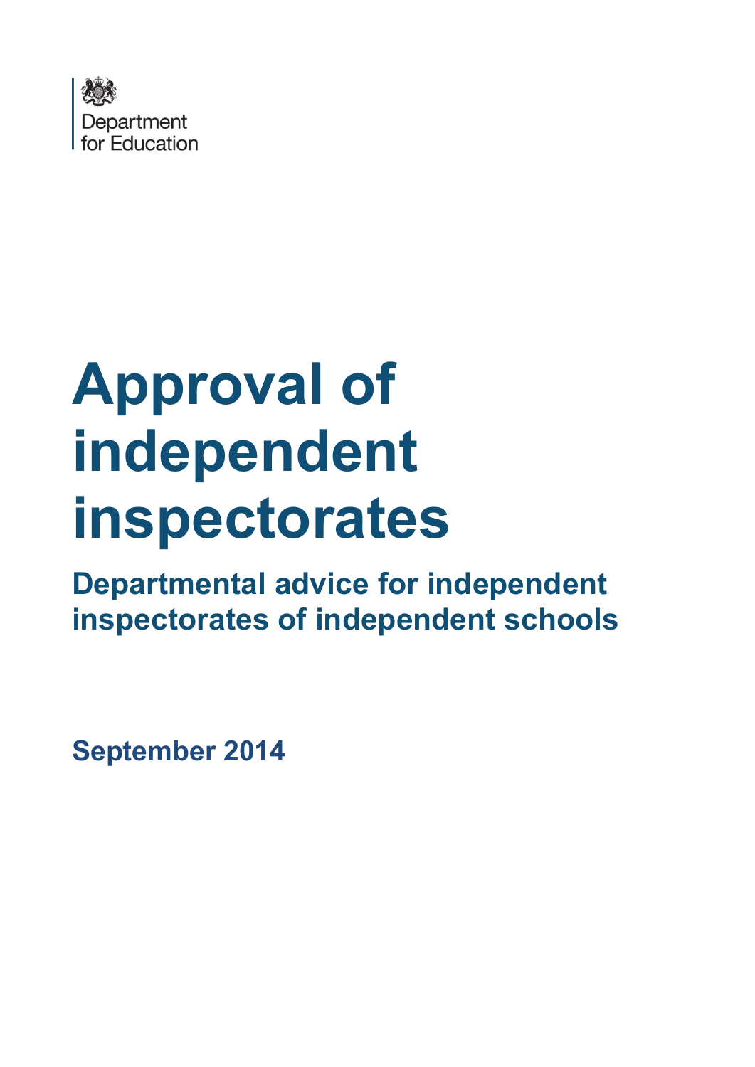Department for Education

# Approval of independent inspectorates

## Departmental advice for independent inspectorates of independent schools

**September 2014**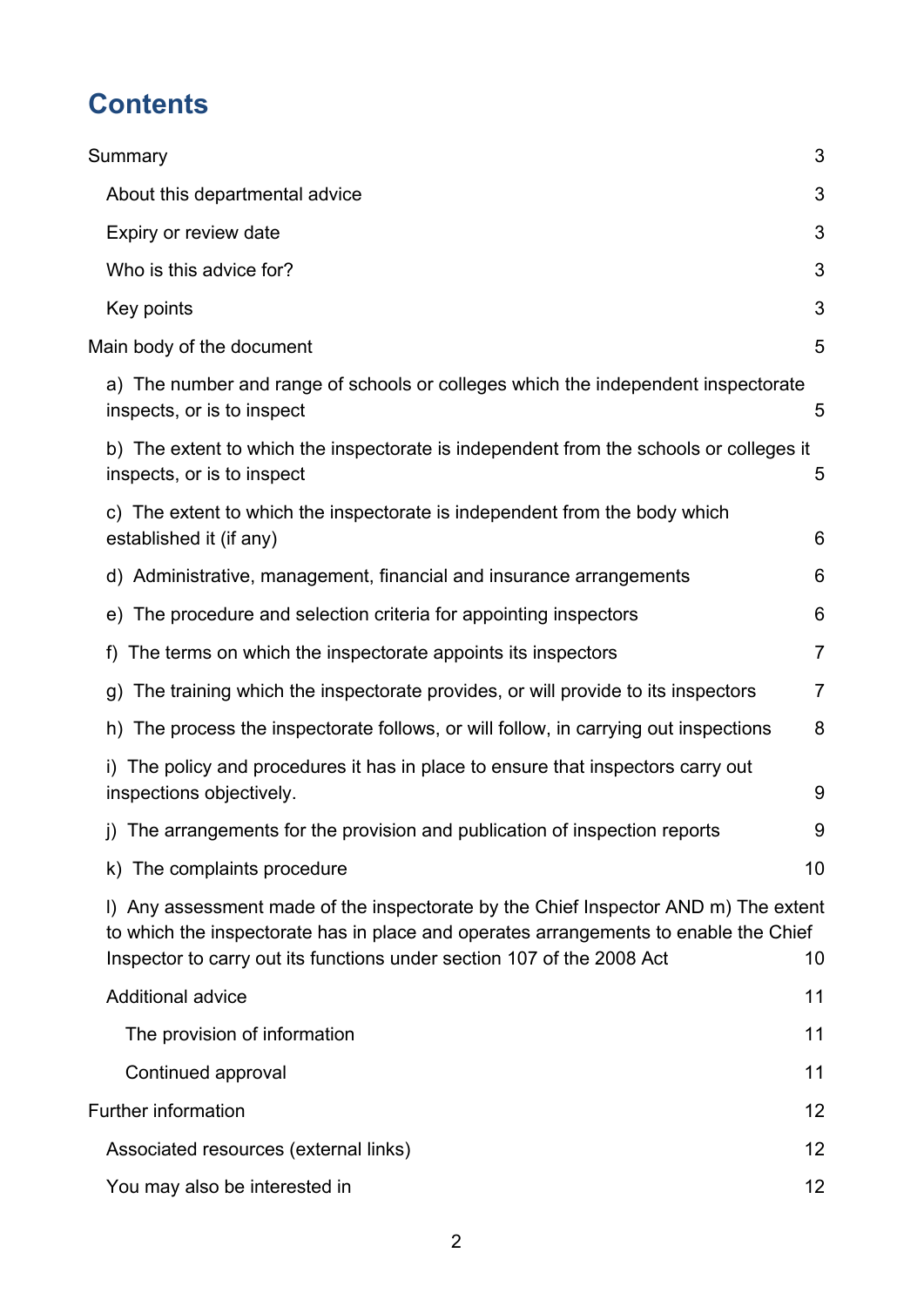# Contents

Summary 3

- About this departmental advice 3
- Expiry or review date 3
- Who is this advice for? 3
- Key points 3

Main body of the document 5

- a) The number and range of schools or colleges which the independent inspectorate inspects, or is to inspect 5
- b) The extent to which the inspectorate is independent from the schools or colleges it inspects, or is to inspect 5
- c) The extent to which the inspectorate is independent from the body which established it (if any) 6
- d) Administrative, management, financial and insurance arrangements 6
- e) The procedure and selection criteria for appointing inspectors 6
- f) The terms on which the inspectorate appoints its inspectors 7
- g) The training which the inspectorate provides, or will provide to its inspectors 7
- h) The process the inspectorate follows, or will follow, in carrying out inspections 8
- i) The policy and procedures it has in place to ensure that inspectors carry out inspections objectively. 9
- j) The arrangements for the provision and publication of inspection reports 9
- k) The complaints procedure 10
- l) Any assessment made of the inspectorate by the Chief Inspector AND m) The extent to which the inspectorate has in place and operates arrangements to enable the Chief Inspector to carry out its functions under section 107 of the 2008 Act 10
- Additional advice 11
  - The provision of information 11
  - Continued approval 11

Further information 12

- Associated resources (external links) 12
- You may also be interested in 12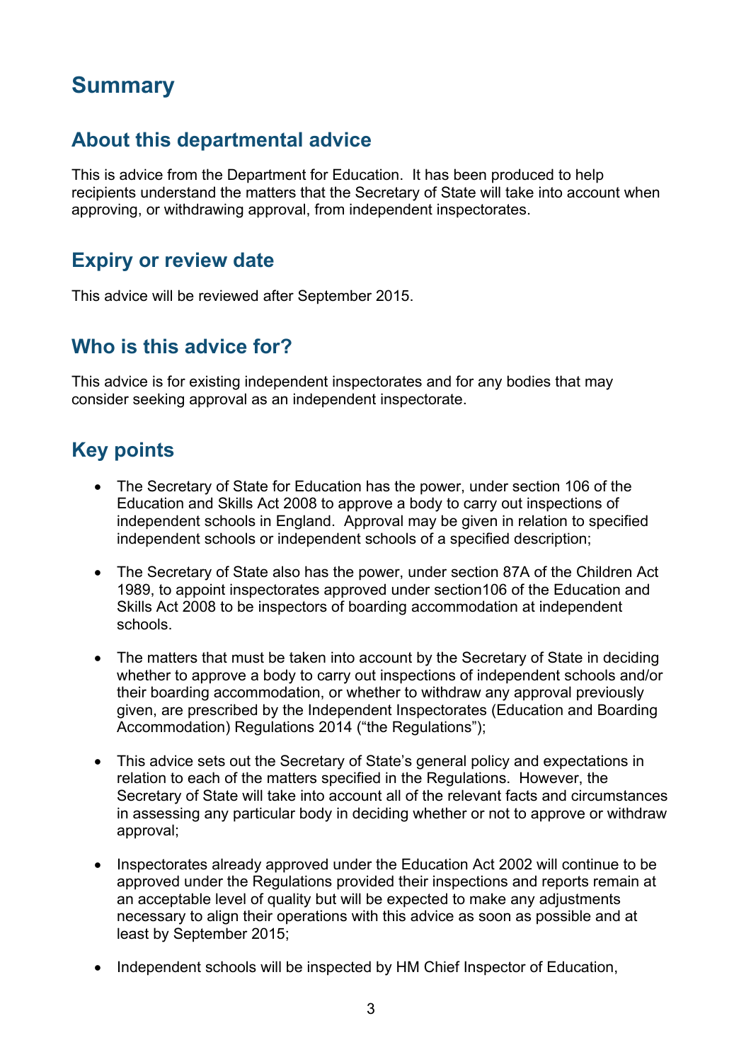# Summary

## About this departmental advice

This is advice from the Department for Education. It has been produced to help recipients understand the matters that the Secretary of State will take into account when approving, or withdrawing approval, from independent inspectorates.

## Expiry or review date

This advice will be reviewed after September 2015.

## Who is this advice for?

This advice is for existing independent inspectorates and for any bodies that may consider seeking approval as an independent inspectorate.

## Key points

- The Secretary of State for Education has the power, under section 106 of the Education and Skills Act 2008 to approve a body to carry out inspections of independent schools in England. Approval may be given in relation to specified independent schools or independent schools of a specified description;
- The Secretary of State also has the power, under section 87A of the Children Act 1989, to appoint inspectorates approved under section106 of the Education and Skills Act 2008 to be inspectors of boarding accommodation at independent schools.
- The matters that must be taken into account by the Secretary of State in deciding whether to approve a body to carry out inspections of independent schools and/or their boarding accommodation, or whether to withdraw any approval previously given, are prescribed by the Independent Inspectorates (Education and Boarding Accommodation) Regulations 2014 ("the Regulations");
- This advice sets out the Secretary of State's general policy and expectations in relation to each of the matters specified in the Regulations. However, the Secretary of State will take into account all of the relevant facts and circumstances in assessing any particular body in deciding whether or not to approve or withdraw approval;
- Inspectorates already approved under the Education Act 2002 will continue to be approved under the Regulations provided their inspections and reports remain at an acceptable level of quality but will be expected to make any adjustments necessary to align their operations with this advice as soon as possible and at least by September 2015;
- Independent schools will be inspected by HM Chief Inspector of Education,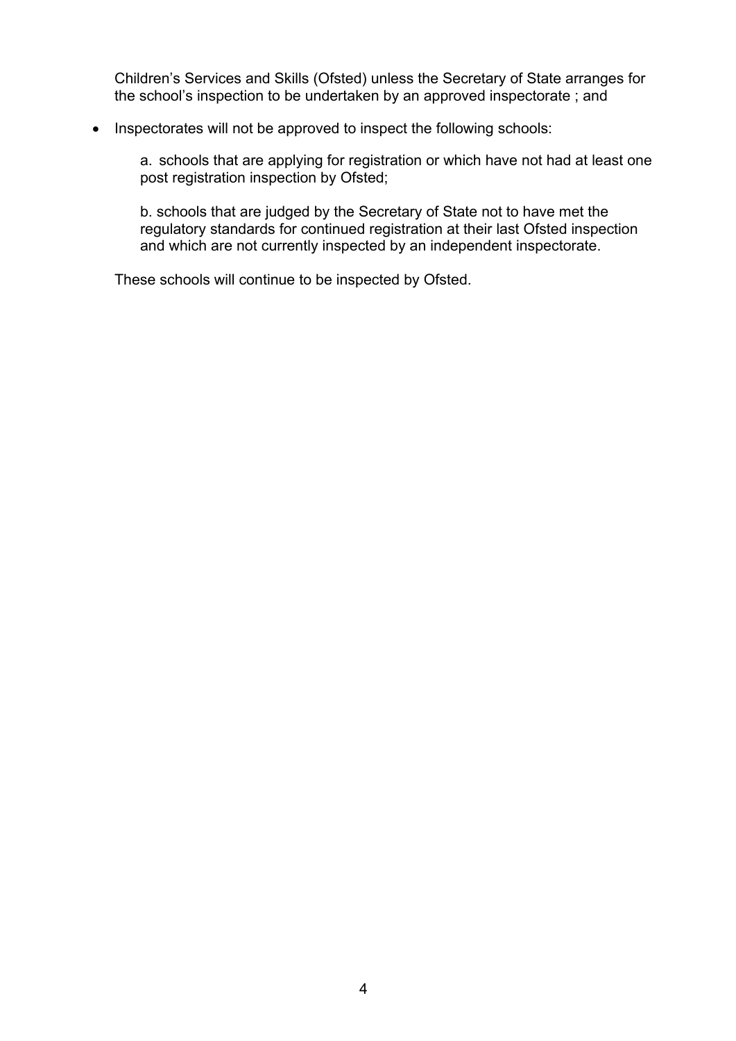Children's Services and Skills (Ofsted) unless the Secretary of State arranges for the school's inspection to be undertaken by an approved inspectorate ; and

- Inspectorates will not be approved to inspect the following schools:

  a. schools that are applying for registration or which have not had at least one post registration inspection by Ofsted;

  b. schools that are judged by the Secretary of State not to have met the regulatory standards for continued registration at their last Ofsted inspection and which are not currently inspected by an independent inspectorate.

  These schools will continue to be inspected by Ofsted.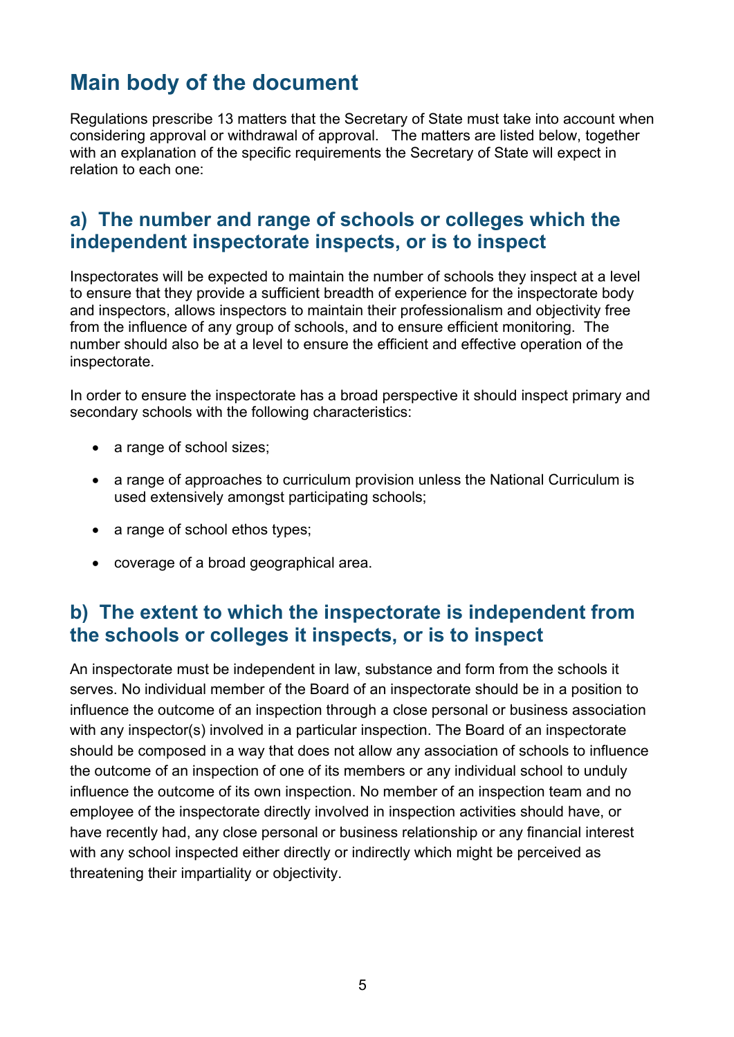# Main body of the document

Regulations prescribe 13 matters that the Secretary of State must take into account when considering approval or withdrawal of approval. The matters are listed below, together with an explanation of the specific requirements the Secretary of State will expect in relation to each one:

## a) The number and range of schools or colleges which the independent inspectorate inspects, or is to inspect

Inspectorates will be expected to maintain the number of schools they inspect at a level to ensure that they provide a sufficient breadth of experience for the inspectorate body and inspectors, allows inspectors to maintain their professionalism and objectivity free from the influence of any group of schools, and to ensure efficient monitoring. The number should also be at a level to ensure the efficient and effective operation of the inspectorate.

In order to ensure the inspectorate has a broad perspective it should inspect primary and secondary schools with the following characteristics:

- a range of school sizes;
- a range of approaches to curriculum provision unless the National Curriculum is used extensively amongst participating schools;
- a range of school ethos types;
- coverage of a broad geographical area.

## b) The extent to which the inspectorate is independent from the schools or colleges it inspects, or is to inspect

An inspectorate must be independent in law, substance and form from the schools it serves. No individual member of the Board of an inspectorate should be in a position to influence the outcome of an inspection through a close personal or business association with any inspector(s) involved in a particular inspection. The Board of an inspectorate should be composed in a way that does not allow any association of schools to influence the outcome of an inspection of one of its members or any individual school to unduly influence the outcome of its own inspection. No member of an inspection team and no employee of the inspectorate directly involved in inspection activities should have, or have recently had, any close personal or business relationship or any financial interest with any school inspected either directly or indirectly which might be perceived as threatening their impartiality or objectivity.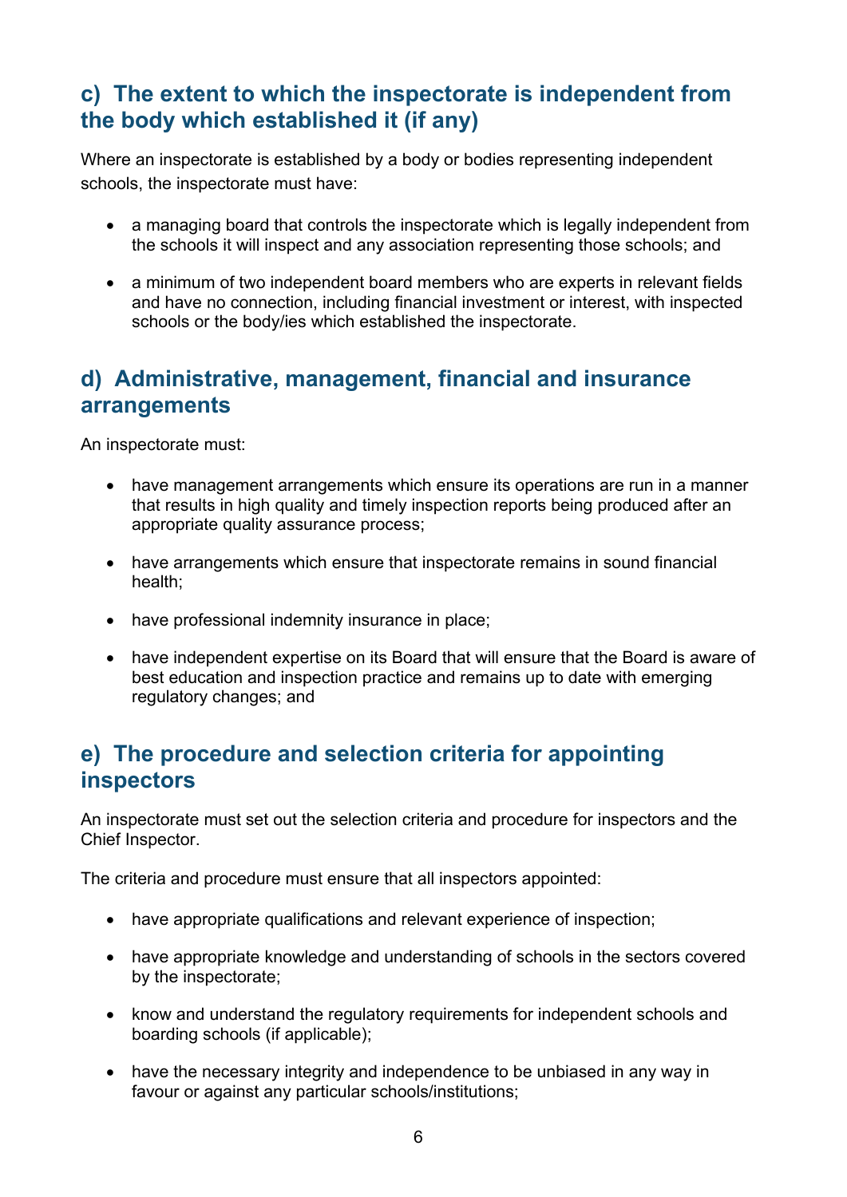## c) The extent to which the inspectorate is independent from the body which established it (if any)

Where an inspectorate is established by a body or bodies representing independent schools, the inspectorate must have:

- a managing board that controls the inspectorate which is legally independent from the schools it will inspect and any association representing those schools; and
- a minimum of two independent board members who are experts in relevant fields and have no connection, including financial investment or interest, with inspected schools or the body/ies which established the inspectorate.

## d) Administrative, management, financial and insurance arrangements

An inspectorate must:

- have management arrangements which ensure its operations are run in a manner that results in high quality and timely inspection reports being produced after an appropriate quality assurance process;
- have arrangements which ensure that inspectorate remains in sound financial health;
- have professional indemnity insurance in place;
- have independent expertise on its Board that will ensure that the Board is aware of best education and inspection practice and remains up to date with emerging regulatory changes; and

## e) The procedure and selection criteria for appointing inspectors

An inspectorate must set out the selection criteria and procedure for inspectors and the Chief Inspector.

The criteria and procedure must ensure that all inspectors appointed:

- have appropriate qualifications and relevant experience of inspection;
- have appropriate knowledge and understanding of schools in the sectors covered by the inspectorate;
- know and understand the regulatory requirements for independent schools and boarding schools (if applicable);
- have the necessary integrity and independence to be unbiased in any way in favour or against any particular schools/institutions;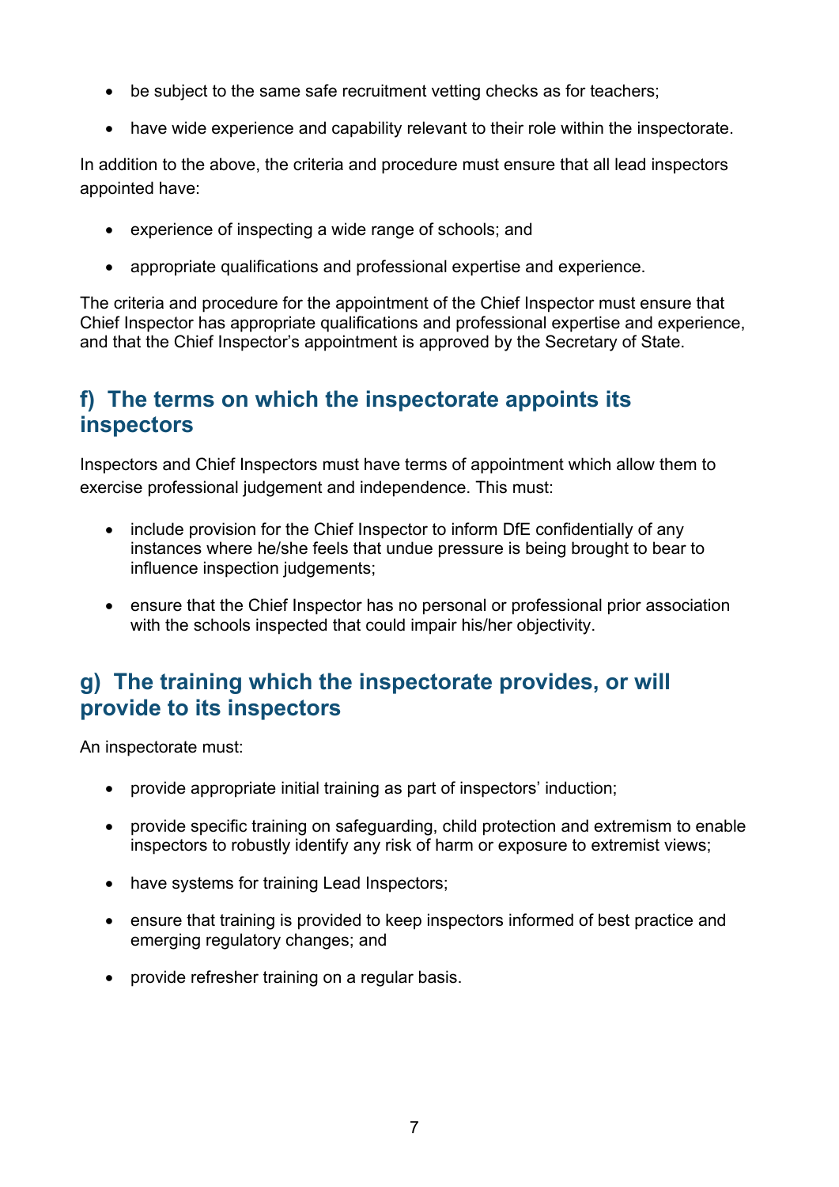- be subject to the same safe recruitment vetting checks as for teachers;
- have wide experience and capability relevant to their role within the inspectorate.

In addition to the above, the criteria and procedure must ensure that all lead inspectors appointed have:

- experience of inspecting a wide range of schools; and
- appropriate qualifications and professional expertise and experience.

The criteria and procedure for the appointment of the Chief Inspector must ensure that Chief Inspector has appropriate qualifications and professional expertise and experience, and that the Chief Inspector's appointment is approved by the Secretary of State.

## f) The terms on which the inspectorate appoints its inspectors

Inspectors and Chief Inspectors must have terms of appointment which allow them to exercise professional judgement and independence. This must:

- include provision for the Chief Inspector to inform DfE confidentially of any instances where he/she feels that undue pressure is being brought to bear to influence inspection judgements;
- ensure that the Chief Inspector has no personal or professional prior association with the schools inspected that could impair his/her objectivity.

## g) The training which the inspectorate provides, or will provide to its inspectors

An inspectorate must:

- provide appropriate initial training as part of inspectors' induction;
- provide specific training on safeguarding, child protection and extremism to enable inspectors to robustly identify any risk of harm or exposure to extremist views;
- have systems for training Lead Inspectors;
- ensure that training is provided to keep inspectors informed of best practice and emerging regulatory changes; and
- provide refresher training on a regular basis.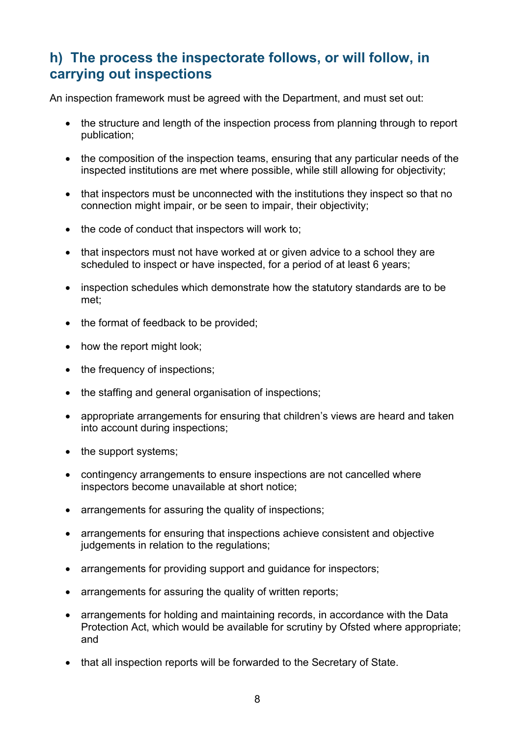## h) The process the inspectorate follows, or will follow, in carrying out inspections

An inspection framework must be agreed with the Department, and must set out:

- the structure and length of the inspection process from planning through to report publication;
- the composition of the inspection teams, ensuring that any particular needs of the inspected institutions are met where possible, while still allowing for objectivity;
- that inspectors must be unconnected with the institutions they inspect so that no connection might impair, or be seen to impair, their objectivity;
- the code of conduct that inspectors will work to;
- that inspectors must not have worked at or given advice to a school they are scheduled to inspect or have inspected, for a period of at least 6 years;
- inspection schedules which demonstrate how the statutory standards are to be met;
- the format of feedback to be provided;
- how the report might look;
- the frequency of inspections;
- the staffing and general organisation of inspections;
- appropriate arrangements for ensuring that children's views are heard and taken into account during inspections;
- the support systems;
- contingency arrangements to ensure inspections are not cancelled where inspectors become unavailable at short notice;
- arrangements for assuring the quality of inspections;
- arrangements for ensuring that inspections achieve consistent and objective judgements in relation to the regulations;
- arrangements for providing support and guidance for inspectors;
- arrangements for assuring the quality of written reports;
- arrangements for holding and maintaining records, in accordance with the Data Protection Act, which would be available for scrutiny by Ofsted where appropriate; and
- that all inspection reports will be forwarded to the Secretary of State.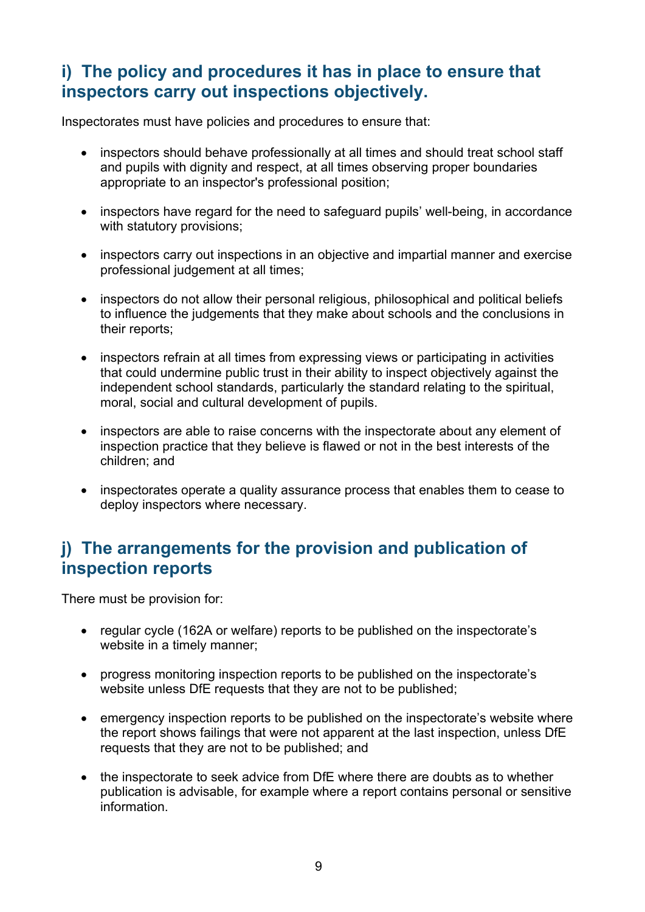## i) The policy and procedures it has in place to ensure that inspectors carry out inspections objectively.

Inspectorates must have policies and procedures to ensure that:

- inspectors should behave professionally at all times and should treat school staff and pupils with dignity and respect, at all times observing proper boundaries appropriate to an inspector's professional position;
- inspectors have regard for the need to safeguard pupils' well-being, in accordance with statutory provisions;
- inspectors carry out inspections in an objective and impartial manner and exercise professional judgement at all times;
- inspectors do not allow their personal religious, philosophical and political beliefs to influence the judgements that they make about schools and the conclusions in their reports;
- inspectors refrain at all times from expressing views or participating in activities that could undermine public trust in their ability to inspect objectively against the independent school standards, particularly the standard relating to the spiritual, moral, social and cultural development of pupils.
- inspectors are able to raise concerns with the inspectorate about any element of inspection practice that they believe is flawed or not in the best interests of the children; and
- inspectorates operate a quality assurance process that enables them to cease to deploy inspectors where necessary.

## j) The arrangements for the provision and publication of inspection reports

There must be provision for:

- regular cycle (162A or welfare) reports to be published on the inspectorate's website in a timely manner;
- progress monitoring inspection reports to be published on the inspectorate's website unless DfE requests that they are not to be published;
- emergency inspection reports to be published on the inspectorate's website where the report shows failings that were not apparent at the last inspection, unless DfE requests that they are not to be published; and
- the inspectorate to seek advice from DfE where there are doubts as to whether publication is advisable, for example where a report contains personal or sensitive information.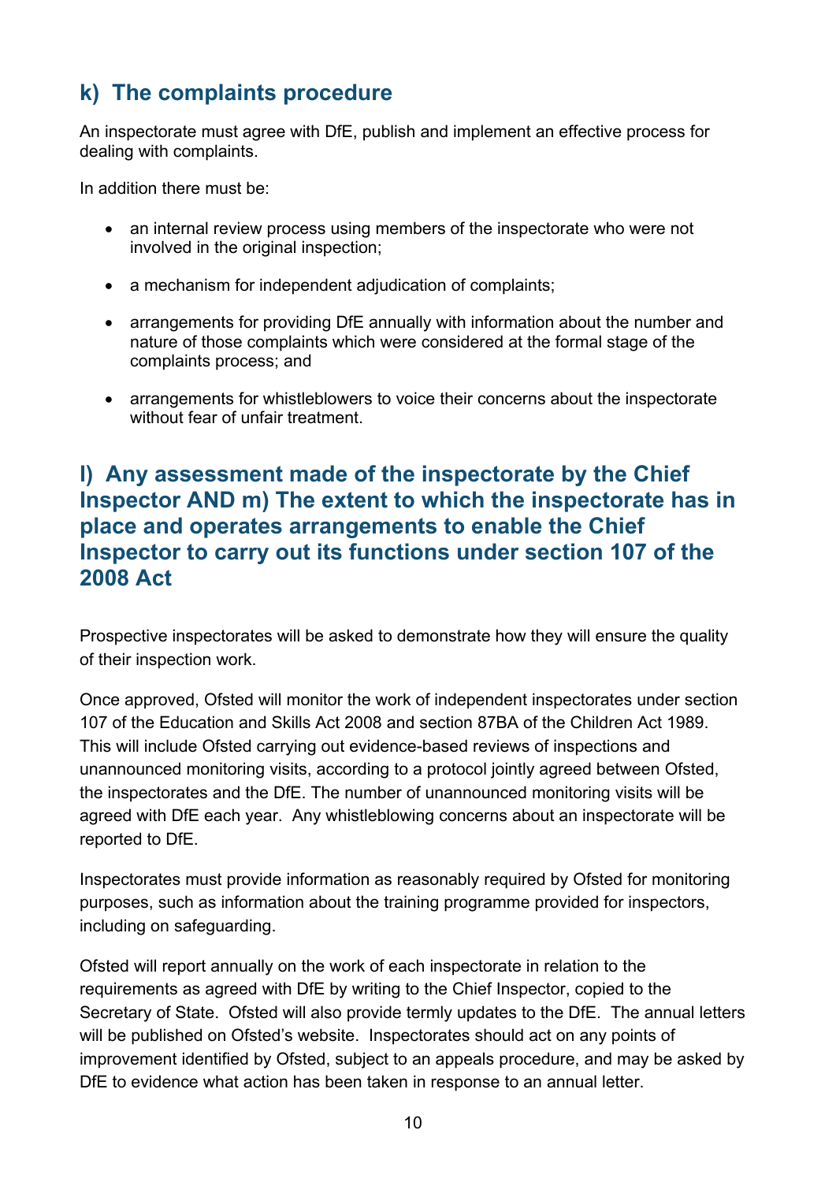## k) The complaints procedure

An inspectorate must agree with DfE, publish and implement an effective process for dealing with complaints.

In addition there must be:

- an internal review process using members of the inspectorate who were not involved in the original inspection;
- a mechanism for independent adjudication of complaints;
- arrangements for providing DfE annually with information about the number and nature of those complaints which were considered at the formal stage of the complaints process; and
- arrangements for whistleblowers to voice their concerns about the inspectorate without fear of unfair treatment.

## l) Any assessment made of the inspectorate by the Chief Inspector AND m) The extent to which the inspectorate has in place and operates arrangements to enable the Chief Inspector to carry out its functions under section 107 of the 2008 Act

Prospective inspectorates will be asked to demonstrate how they will ensure the quality of their inspection work.

Once approved, Ofsted will monitor the work of independent inspectorates under section 107 of the Education and Skills Act 2008 and section 87BA of the Children Act 1989. This will include Ofsted carrying out evidence-based reviews of inspections and unannounced monitoring visits, according to a protocol jointly agreed between Ofsted, the inspectorates and the DfE. The number of unannounced monitoring visits will be agreed with DfE each year. Any whistleblowing concerns about an inspectorate will be reported to DfE.

Inspectorates must provide information as reasonably required by Ofsted for monitoring purposes, such as information about the training programme provided for inspectors, including on safeguarding.

Ofsted will report annually on the work of each inspectorate in relation to the requirements as agreed with DfE by writing to the Chief Inspector, copied to the Secretary of State. Ofsted will also provide termly updates to the DfE. The annual letters will be published on Ofsted's website. Inspectorates should act on any points of improvement identified by Ofsted, subject to an appeals procedure, and may be asked by DfE to evidence what action has been taken in response to an annual letter.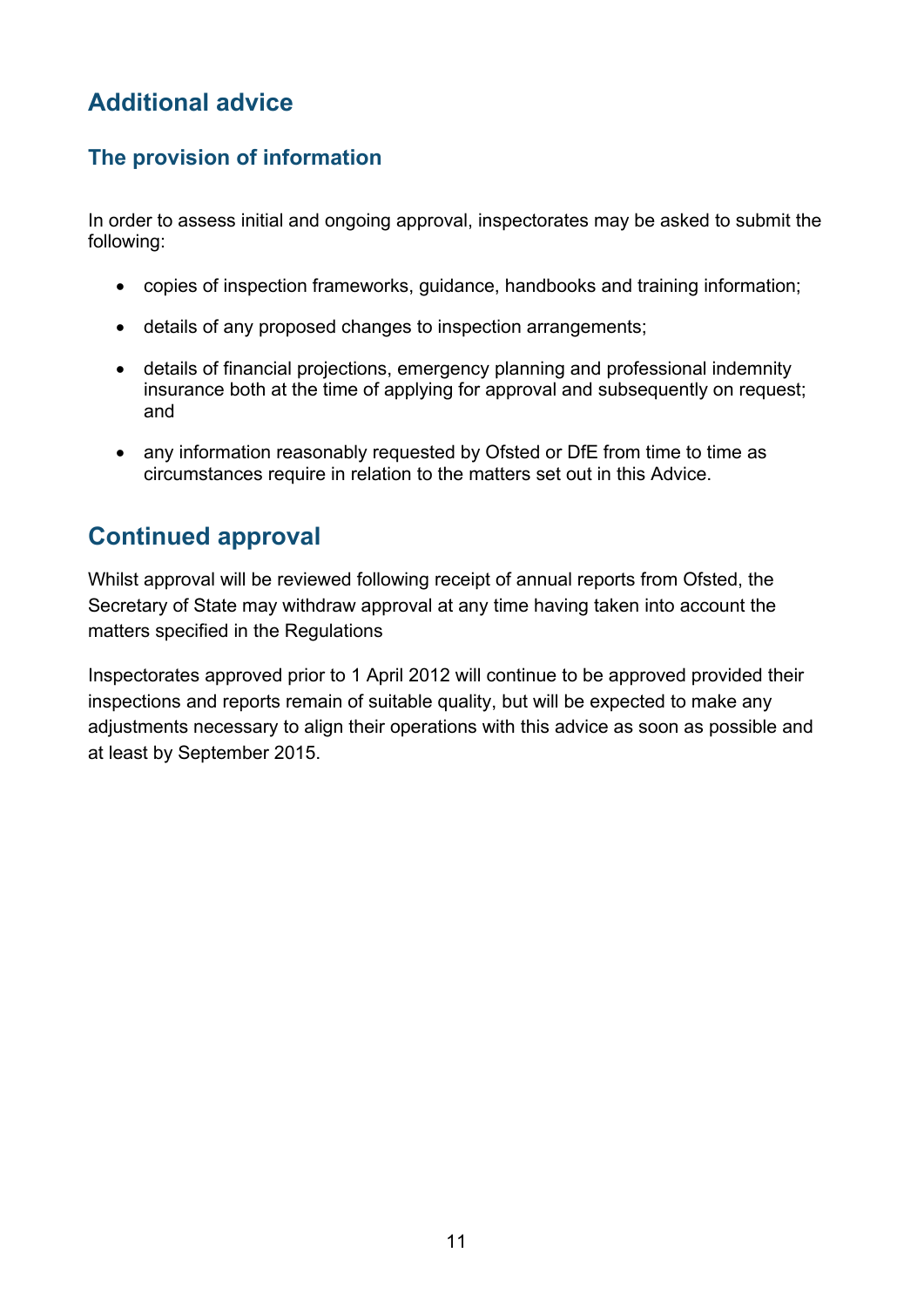## Additional advice

### The provision of information

In order to assess initial and ongoing approval, inspectorates may be asked to submit the following:

- copies of inspection frameworks, guidance, handbooks and training information;
- details of any proposed changes to inspection arrangements;
- details of financial projections, emergency planning and professional indemnity insurance both at the time of applying for approval and subsequently on request; and
- any information reasonably requested by Ofsted or DfE from time to time as circumstances require in relation to the matters set out in this Advice.

## Continued approval

Whilst approval will be reviewed following receipt of annual reports from Ofsted, the Secretary of State may withdraw approval at any time having taken into account the matters specified in the Regulations

Inspectorates approved prior to 1 April 2012 will continue to be approved provided their inspections and reports remain of suitable quality, but will be expected to make any adjustments necessary to align their operations with this advice as soon as possible and at least by September 2015.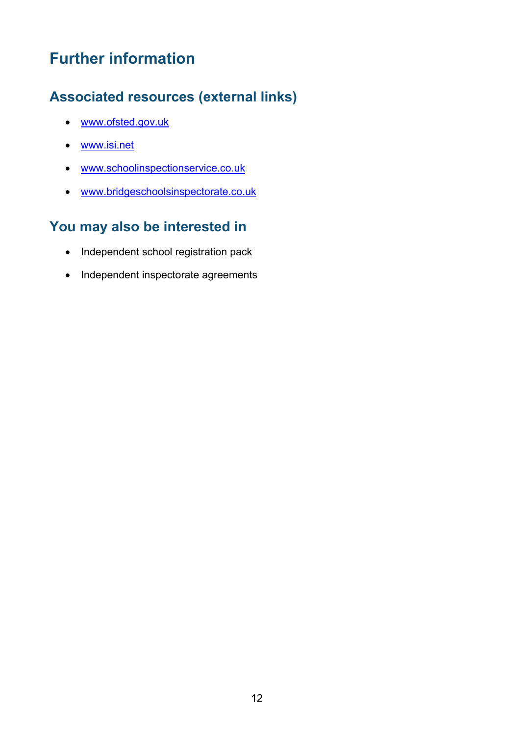# Further information

## Associated resources (external links)

- [www.ofsted.gov.uk](http://www.ofsted.gov.uk)
- [www.isi.net](http://www.isi.net)
- [www.schoolinspectionservice.co.uk](http://www.schoolinspectionservice.co.uk)
- [www.bridgeschoolsinspectorate.co.uk](http://www.bridgeschoolsinspectorate.co.uk)

## You may also be interested in

- Independent school registration pack
- Independent inspectorate agreements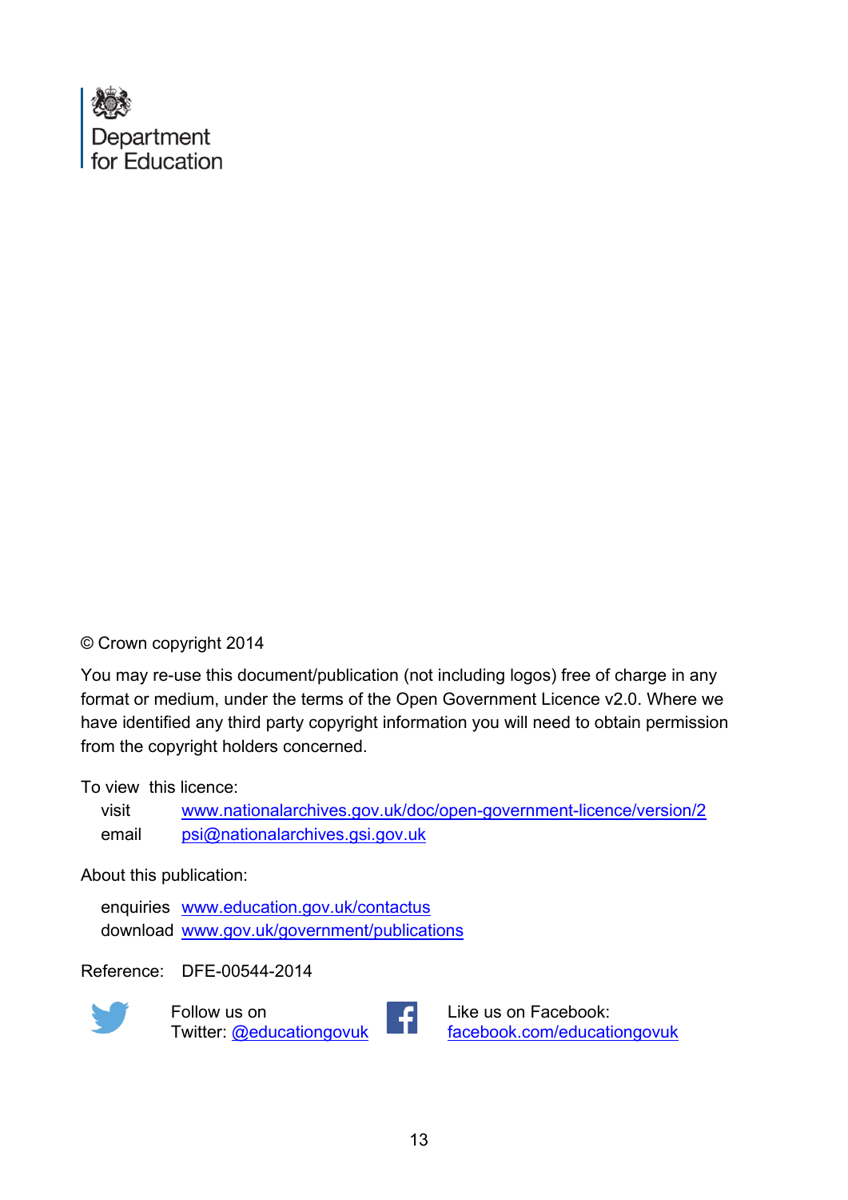Department for Education

© Crown copyright 2014

You may re-use this document/publication (not including logos) free of charge in any format or medium, under the terms of the Open Government Licence v2.0. Where we have identified any third party copyright information you will need to obtain permission from the copyright holders concerned.

To view this licence:

visit www.nationalarchives.gov.uk/doc/open-government-licence/version/2
email psi@nationalarchives.gsi.gov.uk

About this publication:

enquiries www.education.gov.uk/contactus
download www.gov.uk/government/publications

Reference: DFE-00544-2014

Follow us on Twitter: @educationgovuk

Like us on Facebook: facebook.com/educationgovuk